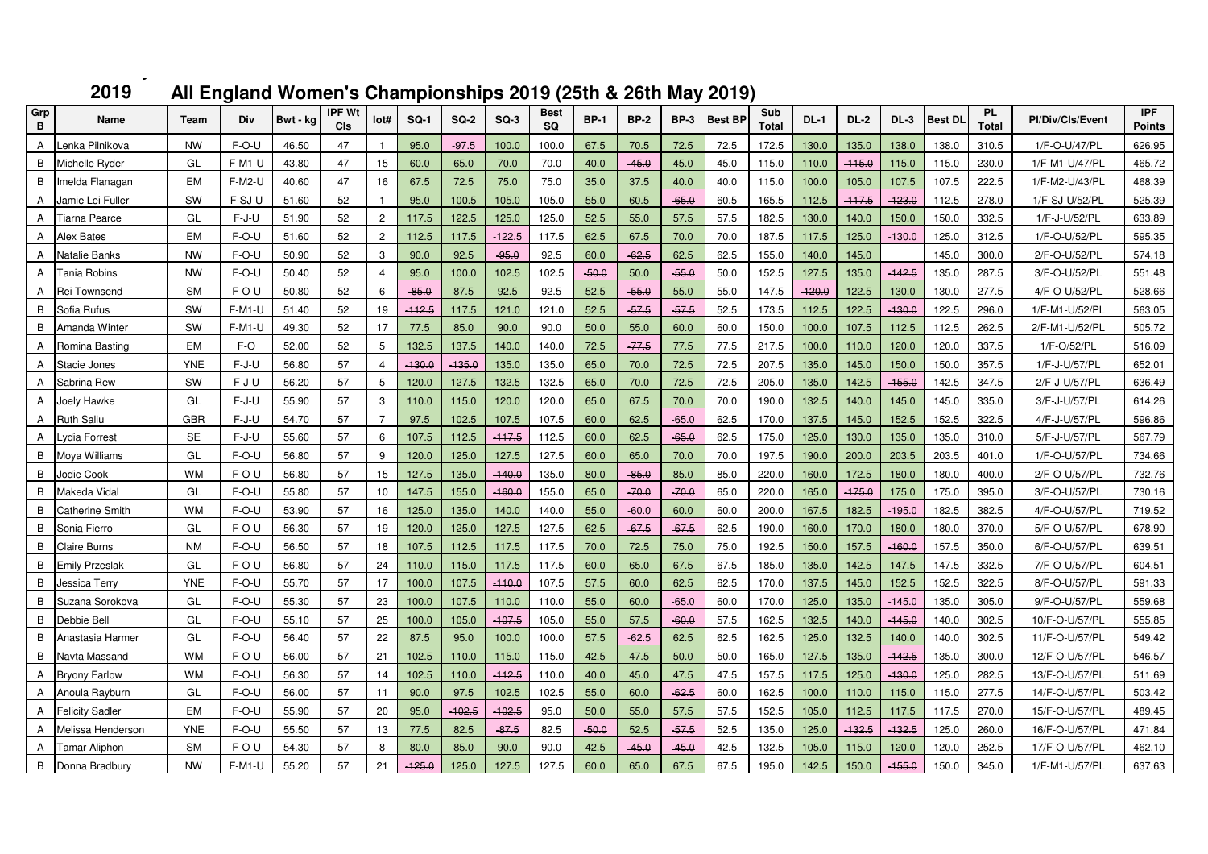# 2019 All England Women's Championships 2019 (25th & 26th May 2019)

| Grp B | Name | Team | Div | Bwt - kg | IPF Wt Cls | lot# | SQ-1 | SQ-2 | SQ-3 | Best SQ | BP-1 | BP-2 | BP-3 | Best BP | Sub Total | DL-1 | DL-2 | DL-3 | Best DL | PL Total | Pl/Div/Cls/Event | IPF Points |
|---|---|---|---|---|---|---|---|---|---|---|---|---|---|---|---|---|---|---|---|---|---|---|
| A | Lenka Pilnikova | NW | F-O-U | 46.50 | 47 | 1 | 95.0 | -97.5 | 100.0 | 100.0 | 67.5 | 70.5 | 72.5 | 72.5 | 172.5 | 130.0 | 135.0 | 138.0 | 138.0 | 310.5 | 1/F-O-U/47/PL | 626.95 |
| B | Michelle Ryder | GL | F-M1-U | 43.80 | 47 | 15 | 60.0 | 65.0 | 70.0 | 70.0 | 40.0 | -45.0 | 45.0 | 45.0 | 115.0 | 110.0 | -115.0 | 115.0 | 115.0 | 230.0 | 1/F-M1-U/47/PL | 465.72 |
| B | Imelda Flanagan | EM | F-M2-U | 40.60 | 47 | 16 | 67.5 | 72.5 | 75.0 | 75.0 | 35.0 | 37.5 | 40.0 | 40.0 | 115.0 | 100.0 | 105.0 | 107.5 | 107.5 | 222.5 | 1/F-M2-U/43/PL | 468.39 |
| A | Jamie Lei Fuller | SW | F-SJ-U | 51.60 | 52 | 1 | 95.0 | 100.5 | 105.0 | 105.0 | 55.0 | 60.5 | -65.0 | 60.5 | 165.5 | 112.5 | -117.5 | -123.0 | 112.5 | 278.0 | 1/F-SJ-U/52/PL | 525.39 |
| A | Tiarna Pearce | GL | F-J-U | 51.90 | 52 | 2 | 117.5 | 122.5 | 125.0 | 125.0 | 52.5 | 55.0 | 57.5 | 57.5 | 182.5 | 130.0 | 140.0 | 150.0 | 150.0 | 332.5 | 1/F-J-U/52/PL | 633.89 |
| A | Alex Bates | EM | F-O-U | 51.60 | 52 | 2 | 112.5 | 117.5 | -122.5 | 117.5 | 62.5 | 67.5 | 70.0 | 70.0 | 187.5 | 117.5 | 125.0 | -130.0 | 125.0 | 312.5 | 1/F-O-U/52/PL | 595.35 |
| A | Natalie Banks | NW | F-O-U | 50.90 | 52 | 3 | 90.0 | 92.5 | -95.0 | 92.5 | 60.0 | -62.5 | 62.5 | 62.5 | 155.0 | 140.0 | 145.0 | | 145.0 | 300.0 | 2/F-O-U/52/PL | 574.18 |
| A | Tania Robins | NW | F-O-U | 50.40 | 52 | 4 | 95.0 | 100.0 | 102.5 | 102.5 | -50.0 | 50.0 | -55.0 | 50.0 | 152.5 | 127.5 | 135.0 | -142.5 | 135.0 | 287.5 | 3/F-O-U/52/PL | 551.48 |
| A | Rei Townsend | SM | F-O-U | 50.80 | 52 | 6 | -85.0 | 87.5 | 92.5 | 92.5 | 52.5 | -55.0 | 55.0 | 55.0 | 147.5 | -120.0 | 122.5 | 130.0 | 130.0 | 277.5 | 4/F-O-U/52/PL | 528.66 |
| B | Sofia Rufus | SW | F-M1-U | 51.40 | 52 | 19 | -112.5 | 117.5 | 121.0 | 121.0 | 52.5 | -57.5 | -57.5 | 52.5 | 173.5 | 112.5 | 122.5 | -130.0 | 122.5 | 296.0 | 1/F-M1-U/52/PL | 563.05 |
| B | Amanda Winter | SW | F-M1-U | 49.30 | 52 | 17 | 77.5 | 85.0 | 90.0 | 90.0 | 50.0 | 55.0 | 60.0 | 60.0 | 150.0 | 100.0 | 107.5 | 112.5 | 112.5 | 262.5 | 2/F-M1-U/52/PL | 505.72 |
| A | Romina Basting | EM | F-O | 52.00 | 52 | 5 | 132.5 | 137.5 | 140.0 | 140.0 | 72.5 | -77.5 | 77.5 | 77.5 | 217.5 | 100.0 | 110.0 | 120.0 | 120.0 | 337.5 | 1/F-O/52/PL | 516.09 |
| A | Stacie Jones | YNE | F-J-U | 56.80 | 57 | 4 | -130.0 | -135.0 | 135.0 | 135.0 | 65.0 | 70.0 | 72.5 | 72.5 | 207.5 | 135.0 | 145.0 | 150.0 | 150.0 | 357.5 | 1/F-J-U/57/PL | 652.01 |
| A | Sabrina Rew | SW | F-J-U | 56.20 | 57 | 5 | 120.0 | 127.5 | 132.5 | 132.5 | 65.0 | 70.0 | 72.5 | 72.5 | 205.0 | 135.0 | 142.5 | -155.0 | 142.5 | 347.5 | 2/F-J-U/57/PL | 636.49 |
| A | Joely Hawke | GL | F-J-U | 55.90 | 57 | 3 | 110.0 | 115.0 | 120.0 | 120.0 | 65.0 | 67.5 | 70.0 | 70.0 | 190.0 | 132.5 | 140.0 | 145.0 | 145.0 | 335.0 | 3/F-J-U/57/PL | 614.26 |
| A | Ruth Saliu | GBR | F-J-U | 54.70 | 57 | 7 | 97.5 | 102.5 | 107.5 | 107.5 | 60.0 | 62.5 | -65.0 | 62.5 | 170.0 | 137.5 | 145.0 | 152.5 | 152.5 | 322.5 | 4/F-J-U/57/PL | 596.86 |
| A | Lydia Forrest | SE | F-J-U | 55.60 | 57 | 6 | 107.5 | 112.5 | -117.5 | 112.5 | 60.0 | 62.5 | -65.0 | 62.5 | 175.0 | 125.0 | 130.0 | 135.0 | 135.0 | 310.0 | 5/F-J-U/57/PL | 567.79 |
| B | Moya Williams | GL | F-O-U | 56.80 | 57 | 9 | 120.0 | 125.0 | 127.5 | 127.5 | 60.0 | 65.0 | 70.0 | 70.0 | 197.5 | 190.0 | 200.0 | 203.5 | 203.5 | 401.0 | 1/F-O-U/57/PL | 734.66 |
| B | Jodie Cook | WM | F-O-U | 56.80 | 57 | 15 | 127.5 | 135.0 | -140.0 | 135.0 | 80.0 | -85.0 | 85.0 | 85.0 | 220.0 | 160.0 | 172.5 | 180.0 | 180.0 | 400.0 | 2/F-O-U/57/PL | 732.76 |
| B | Makeda Vidal | GL | F-O-U | 55.80 | 57 | 10 | 147.5 | 155.0 | -160.0 | 155.0 | 65.0 | -70.0 | -70.0 | 65.0 | 220.0 | 165.0 | -175.0 | 175.0 | 175.0 | 395.0 | 3/F-O-U/57/PL | 730.16 |
| B | Catherine Smith | WM | F-O-U | 53.90 | 57 | 16 | 125.0 | 135.0 | 140.0 | 140.0 | 55.0 | -60.0 | 60.0 | 60.0 | 200.0 | 167.5 | 182.5 | -195.0 | 182.5 | 382.5 | 4/F-O-U/57/PL | 719.52 |
| B | Sonia Fierro | GL | F-O-U | 56.30 | 57 | 19 | 120.0 | 125.0 | 127.5 | 127.5 | 62.5 | -67.5 | -67.5 | 62.5 | 190.0 | 160.0 | 170.0 | 180.0 | 180.0 | 370.0 | 5/F-O-U/57/PL | 678.90 |
| B | Claire Burns | NM | F-O-U | 56.50 | 57 | 18 | 107.5 | 112.5 | 117.5 | 117.5 | 70.0 | 72.5 | 75.0 | 75.0 | 192.5 | 150.0 | 157.5 | -160.0 | 157.5 | 350.0 | 6/F-O-U/57/PL | 639.51 |
| B | Emily Przeslak | GL | F-O-U | 56.80 | 57 | 24 | 110.0 | 115.0 | 117.5 | 117.5 | 60.0 | 65.0 | 67.5 | 67.5 | 185.0 | 135.0 | 142.5 | 147.5 | 147.5 | 332.5 | 7/F-O-U/57/PL | 604.51 |
| B | Jessica Terry | YNE | F-O-U | 55.70 | 57 | 17 | 100.0 | 107.5 | -110.0 | 107.5 | 57.5 | 60.0 | 62.5 | 62.5 | 170.0 | 137.5 | 145.0 | 152.5 | 152.5 | 322.5 | 8/F-O-U/57/PL | 591.33 |
| B | Suzana Sorokova | GL | F-O-U | 55.30 | 57 | 23 | 100.0 | 107.5 | 110.0 | 110.0 | 55.0 | 60.0 | -65.0 | 60.0 | 170.0 | 125.0 | 135.0 | -145.0 | 135.0 | 305.0 | 9/F-O-U/57/PL | 559.68 |
| B | Debbie Bell | GL | F-O-U | 55.10 | 57 | 25 | 100.0 | 105.0 | -107.5 | 105.0 | 55.0 | 57.5 | -60.0 | 57.5 | 162.5 | 132.5 | 140.0 | -145.0 | 140.0 | 302.5 | 10/F-O-U/57/PL | 555.85 |
| B | Anastasia Harmer | GL | F-O-U | 56.40 | 57 | 22 | 87.5 | 95.0 | 100.0 | 100.0 | 57.5 | -62.5 | 62.5 | 62.5 | 162.5 | 125.0 | 132.5 | 140.0 | 140.0 | 302.5 | 11/F-O-U/57/PL | 549.42 |
| B | Navta Massand | WM | F-O-U | 56.00 | 57 | 21 | 102.5 | 110.0 | 115.0 | 115.0 | 42.5 | 47.5 | 50.0 | 50.0 | 165.0 | 127.5 | 135.0 | -142.5 | 135.0 | 300.0 | 12/F-O-U/57/PL | 546.57 |
| A | Bryony Farlow | WM | F-O-U | 56.30 | 57 | 14 | 102.5 | 110.0 | -112.5 | 110.0 | 40.0 | 45.0 | 47.5 | 47.5 | 157.5 | 117.5 | 125.0 | -130.0 | 125.0 | 282.5 | 13/F-O-U/57/PL | 511.69 |
| A | Anoula Rayburn | GL | F-O-U | 56.00 | 57 | 11 | 90.0 | 97.5 | 102.5 | 102.5 | 55.0 | 60.0 | -62.5 | 60.0 | 162.5 | 100.0 | 110.0 | 115.0 | 115.0 | 277.5 | 14/F-O-U/57/PL | 503.42 |
| A | Felicity Sadler | EM | F-O-U | 55.90 | 57 | 20 | 95.0 | -102.5 | -102.5 | 95.0 | 50.0 | 55.0 | 57.5 | 57.5 | 152.5 | 105.0 | 112.5 | 117.5 | 117.5 | 270.0 | 15/F-O-U/57/PL | 489.45 |
| A | Melissa Henderson | YNE | F-O-U | 55.50 | 57 | 13 | 77.5 | 82.5 | -87.5 | 82.5 | -50.0 | 52.5 | -57.5 | 52.5 | 135.0 | 125.0 | -132.5 | -132.5 | 125.0 | 260.0 | 16/F-O-U/57/PL | 471.84 |
| A | Tamar Aliphon | SM | F-O-U | 54.30 | 57 | 8 | 80.0 | 85.0 | 90.0 | 90.0 | 42.5 | -45.0 | -45.0 | 42.5 | 132.5 | 105.0 | 115.0 | 120.0 | 120.0 | 252.5 | 17/F-O-U/57/PL | 462.10 |
| B | Donna Bradbury | NW | F-M1-U | 55.20 | 57 | 21 | -125.0 | 125.0 | 127.5 | 127.5 | 60.0 | 65.0 | 67.5 | 67.5 | 195.0 | 142.5 | 150.0 | -155.0 | 150.0 | 345.0 | 1/F-M1-U/57/PL | 637.63 |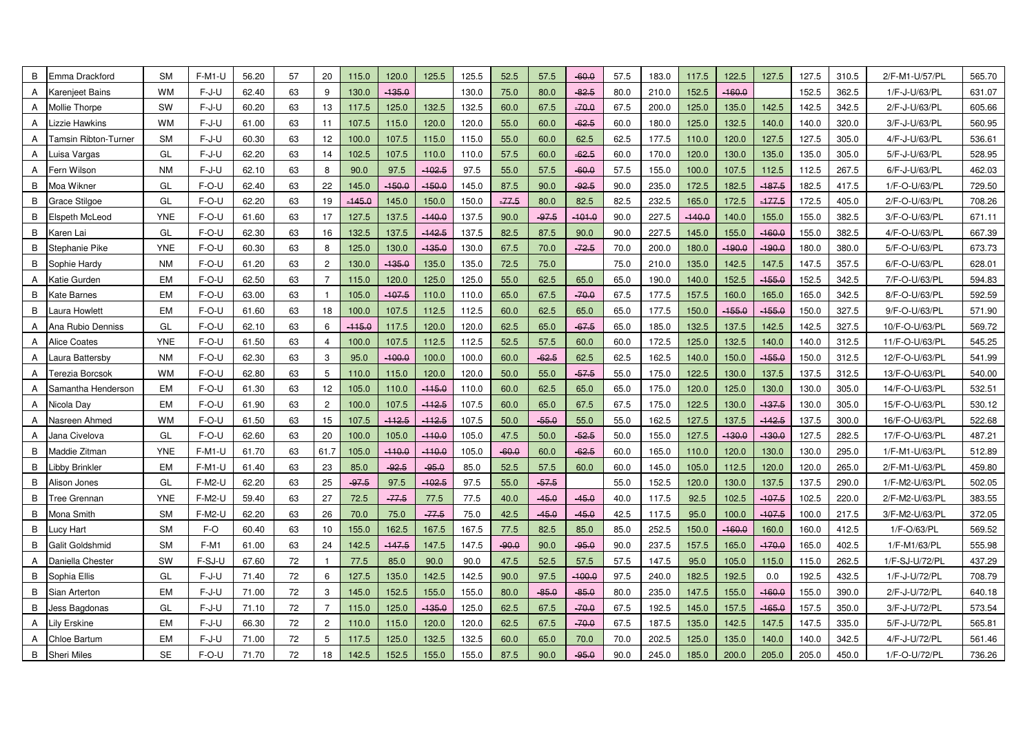| | | | | | | | | | | | | | | | | | | | | | | |
|---|---|---|---|---|---|---|---|---|---|---|---|---|---|---|---|---|---|---|---|---|---|---|
| B | Emma Drackford | SM | F-M1-U | 56.20 | 57 | 20 | 115.0 | 120.0 | 125.5 | 125.5 | 52.5 | 57.5 | ~~-60.0~~ | 57.5 | 183.0 | 117.5 | 122.5 | 127.5 | 127.5 | 310.5 | 2/F-M1-U/57/PL | 565.70 |
| A | Karenjeet Bains | WM | F-J-U | 62.40 | 63 | 9 | 130.0 | ~~-135.0~~ | | 130.0 | 75.0 | 80.0 | ~~-82.5~~ | 80.0 | 210.0 | 152.5 | ~~-160.0~~ | | 152.5 | 362.5 | 1/F-J-U/63/PL | 631.07 |
| A | Mollie Thorpe | SW | F-J-U | 60.20 | 63 | 13 | 117.5 | 125.0 | 132.5 | 132.5 | 60.0 | 67.5 | ~~-70.0~~ | 67.5 | 200.0 | 125.0 | 135.0 | 142.5 | 142.5 | 342.5 | 2/F-J-U/63/PL | 605.66 |
| A | Lizzie Hawkins | WM | F-J-U | 61.00 | 63 | 11 | 107.5 | 115.0 | 120.0 | 120.0 | 55.0 | 60.0 | ~~-62.5~~ | 60.0 | 180.0 | 125.0 | 132.5 | 140.0 | 140.0 | 320.0 | 3/F-J-U/63/PL | 560.95 |
| A | Tamsin Ribton-Turner | SM | F-J-U | 60.30 | 63 | 12 | 100.0 | 107.5 | 115.0 | 115.0 | 55.0 | 60.0 | 62.5 | 62.5 | 177.5 | 110.0 | 120.0 | 127.5 | 127.5 | 305.0 | 4/F-J-U/63/PL | 536.61 |
| A | Luisa Vargas | GL | F-J-U | 62.20 | 63 | 14 | 102.5 | 107.5 | 110.0 | 110.0 | 57.5 | 60.0 | ~~-62.5~~ | 60.0 | 170.0 | 120.0 | 130.0 | 135.0 | 135.0 | 305.0 | 5/F-J-U/63/PL | 528.95 |
| A | Fern Wilson | NM | F-J-U | 62.10 | 63 | 8 | 90.0 | 97.5 | ~~-102.5~~ | 97.5 | 55.0 | 57.5 | ~~-60.0~~ | 57.5 | 155.0 | 100.0 | 107.5 | 112.5 | 112.5 | 267.5 | 6/F-J-U/63/PL | 462.03 |
| B | Moa Wikner | GL | F-O-U | 62.40 | 63 | 22 | 145.0 | ~~-150.0~~ | ~~-150.0~~ | 145.0 | 87.5 | 90.0 | ~~-92.5~~ | 90.0 | 235.0 | 172.5 | 182.5 | ~~-187.5~~ | 182.5 | 417.5 | 1/F-O-U/63/PL | 729.50 |
| B | Grace Stilgoe | GL | F-O-U | 62.20 | 63 | 19 | ~~-145.0~~ | 145.0 | 150.0 | 150.0 | ~~-77.5~~ | 80.0 | 82.5 | 82.5 | 232.5 | 165.0 | 172.5 | ~~-177.5~~ | 172.5 | 405.0 | 2/F-O-U/63/PL | 708.26 |
| B | Elspeth McLeod | YNE | F-O-U | 61.60 | 63 | 17 | 127.5 | 137.5 | ~~-140.0~~ | 137.5 | 90.0 | ~~-97.5~~ | ~~-101.0~~ | 90.0 | 227.5 | ~~-140.0~~ | 140.0 | 155.0 | 155.0 | 382.5 | 3/F-O-U/63/PL | 671.11 |
| B | Karen Lai | GL | F-O-U | 62.30 | 63 | 16 | 132.5 | 137.5 | ~~-142.5~~ | 137.5 | 82.5 | 87.5 | 90.0 | 90.0 | 227.5 | 145.0 | 155.0 | ~~-160.0~~ | 155.0 | 382.5 | 4/F-O-U/63/PL | 667.39 |
| B | Stephanie Pike | YNE | F-O-U | 60.30 | 63 | 8 | 125.0 | 130.0 | ~~-135.0~~ | 130.0 | 67.5 | 70.0 | ~~-72.5~~ | 70.0 | 200.0 | 180.0 | ~~-190.0~~ | ~~-190.0~~ | 180.0 | 380.0 | 5/F-O-U/63/PL | 673.73 |
| B | Sophie Hardy | NM | F-O-U | 61.20 | 63 | 2 | 130.0 | ~~-135.0~~ | 135.0 | 135.0 | 72.5 | 75.0 | | 75.0 | 210.0 | 135.0 | 142.5 | 147.5 | 147.5 | 357.5 | 6/F-O-U/63/PL | 628.01 |
| A | Katie Gurden | EM | F-O-U | 62.50 | 63 | 7 | 115.0 | 120.0 | 125.0 | 125.0 | 55.0 | 62.5 | 65.0 | 65.0 | 190.0 | 140.0 | 152.5 | ~~-155.0~~ | 152.5 | 342.5 | 7/F-O-U/63/PL | 594.83 |
| B | Kate Barnes | EM | F-O-U | 63.00 | 63 | 1 | 105.0 | ~~-107.5~~ | 110.0 | 110.0 | 65.0 | 67.5 | ~~-70.0~~ | 67.5 | 177.5 | 157.5 | 160.0 | 165.0 | 165.0 | 342.5 | 8/F-O-U/63/PL | 592.59 |
| B | Laura Howlett | EM | F-O-U | 61.60 | 63 | 18 | 100.0 | 107.5 | 112.5 | 112.5 | 60.0 | 62.5 | 65.0 | 65.0 | 177.5 | 150.0 | ~~-155.0~~ | ~~-155.0~~ | 150.0 | 327.5 | 9/F-O-U/63/PL | 571.90 |
| A | Ana Rubio Denniss | GL | F-O-U | 62.10 | 63 | 6 | ~~-115.0~~ | 117.5 | 120.0 | 120.0 | 62.5 | 65.0 | ~~-67.5~~ | 65.0 | 185.0 | 132.5 | 137.5 | 142.5 | 142.5 | 327.5 | 10/F-O-U/63/PL | 569.72 |
| A | Alice Coates | YNE | F-O-U | 61.50 | 63 | 4 | 100.0 | 107.5 | 112.5 | 112.5 | 52.5 | 57.5 | 60.0 | 60.0 | 172.5 | 125.0 | 132.5 | 140.0 | 140.0 | 312.5 | 11/F-O-U/63/PL | 545.25 |
| A | Laura Battersby | NM | F-O-U | 62.30 | 63 | 3 | 95.0 | ~~-100.0~~ | 100.0 | 100.0 | 60.0 | ~~-62.5~~ | 62.5 | 62.5 | 162.5 | 140.0 | 150.0 | ~~-155.0~~ | 150.0 | 312.5 | 12/F-O-U/63/PL | 541.99 |
| A | Terezia Borcsok | WM | F-O-U | 62.80 | 63 | 5 | 110.0 | 115.0 | 120.0 | 120.0 | 50.0 | 55.0 | ~~-57.5~~ | 55.0 | 175.0 | 122.5 | 130.0 | 137.5 | 137.5 | 312.5 | 13/F-O-U/63/PL | 540.00 |
| A | Samantha Henderson | EM | F-O-U | 61.30 | 63 | 12 | 105.0 | 110.0 | ~~-115.0~~ | 110.0 | 60.0 | 62.5 | 65.0 | 65.0 | 175.0 | 120.0 | 125.0 | 130.0 | 130.0 | 305.0 | 14/F-O-U/63/PL | 532.51 |
| A | Nicola Day | EM | F-O-U | 61.90 | 63 | 2 | 100.0 | 107.5 | ~~-112.5~~ | 107.5 | 60.0 | 65.0 | 67.5 | 67.5 | 175.0 | 122.5 | 130.0 | ~~-137.5~~ | 130.0 | 305.0 | 15/F-O-U/63/PL | 530.12 |
| A | Nasreen Ahmed | WM | F-O-U | 61.50 | 63 | 15 | 107.5 | ~~-112.5~~ | ~~-112.5~~ | 107.5 | 50.0 | ~~-55.0~~ | 55.0 | 55.0 | 162.5 | 127.5 | 137.5 | ~~-142.5~~ | 137.5 | 300.0 | 16/F-O-U/63/PL | 522.68 |
| A | Jana Civelova | GL | F-O-U | 62.60 | 63 | 20 | 100.0 | 105.0 | ~~-110.0~~ | 105.0 | 47.5 | 50.0 | ~~-52.5~~ | 50.0 | 155.0 | 127.5 | ~~-130.0~~ | ~~-130.0~~ | 127.5 | 282.5 | 17/F-O-U/63/PL | 487.21 |
| B | Maddie Zitman | YNE | F-M1-U | 61.70 | 63 | 61.7 | 105.0 | ~~-110.0~~ | ~~-110.0~~ | 105.0 | ~~-60.0~~ | 60.0 | ~~-62.5~~ | 60.0 | 165.0 | 110.0 | 120.0 | 130.0 | 130.0 | 295.0 | 1/F-M1-U/63/PL | 512.89 |
| B | Libby Brinkler | EM | F-M1-U | 61.40 | 63 | 23 | 85.0 | ~~-92.5~~ | ~~-95.0~~ | 85.0 | 52.5 | 57.5 | 60.0 | 60.0 | 145.0 | 105.0 | 112.5 | 120.0 | 120.0 | 265.0 | 2/F-M1-U/63/PL | 459.80 |
| B | Alison Jones | GL | F-M2-U | 62.20 | 63 | 25 | ~~-97.5~~ | 97.5 | ~~-102.5~~ | 97.5 | 55.0 | ~~-57.5~~ | | 55.0 | 152.5 | 120.0 | 130.0 | 137.5 | 137.5 | 290.0 | 1/F-M2-U/63/PL | 502.05 |
| B | Tree Grennan | YNE | F-M2-U | 59.40 | 63 | 27 | 72.5 | ~~-77.5~~ | 77.5 | 77.5 | 40.0 | ~~-45.0~~ | ~~-45.0~~ | 40.0 | 117.5 | 92.5 | 102.5 | ~~-107.5~~ | 102.5 | 220.0 | 2/F-M2-U/63/PL | 383.55 |
| B | Mona Smith | SM | F-M2-U | 62.20 | 63 | 26 | 70.0 | 75.0 | ~~-77.5~~ | 75.0 | 42.5 | ~~-45.0~~ | ~~-45.0~~ | 42.5 | 117.5 | 95.0 | 100.0 | ~~-107.5~~ | 100.0 | 217.5 | 3/F-M2-U/63/PL | 372.05 |
| B | Lucy Hart | SM | F-O | 60.40 | 63 | 10 | 155.0 | 162.5 | 167.5 | 167.5 | 77.5 | 82.5 | 85.0 | 85.0 | 252.5 | 150.0 | ~~-160.0~~ | 160.0 | 160.0 | 412.5 | 1/F-O/63/PL | 569.52 |
| B | Galit Goldshmid | SM | F-M1 | 61.00 | 63 | 24 | 142.5 | ~~-147.5~~ | 147.5 | 147.5 | ~~-90.0~~ | 90.0 | ~~-95.0~~ | 90.0 | 237.5 | 157.5 | 165.0 | ~~-170.0~~ | 165.0 | 402.5 | 1/F-M1/63/PL | 555.98 |
| A | Daniella Chester | SW | F-SJ-U | 67.60 | 72 | 1 | 77.5 | 85.0 | 90.0 | 90.0 | 47.5 | 52.5 | 57.5 | 57.5 | 147.5 | 95.0 | 105.0 | 115.0 | 115.0 | 262.5 | 1/F-SJ-U/72/PL | 437.29 |
| B | Sophia Ellis | GL | F-J-U | 71.40 | 72 | 6 | 127.5 | 135.0 | 142.5 | 142.5 | 90.0 | 97.5 | ~~-100.0~~ | 97.5 | 240.0 | 182.5 | 192.5 | 0.0 | 192.5 | 432.5 | 1/F-J-U/72/PL | 708.79 |
| B | Sian Arterton | EM | F-J-U | 71.00 | 72 | 3 | 145.0 | 152.5 | 155.0 | 155.0 | 80.0 | ~~-85.0~~ | ~~-85.0~~ | 80.0 | 235.0 | 147.5 | 155.0 | ~~-160.0~~ | 155.0 | 390.0 | 2/F-J-U/72/PL | 640.18 |
| B | Jess Bagdonas | GL | F-J-U | 71.10 | 72 | 7 | 115.0 | 125.0 | ~~-135.0~~ | 125.0 | 62.5 | 67.5 | ~~-70.0~~ | 67.5 | 192.5 | 145.0 | 157.5 | ~~-165.0~~ | 157.5 | 350.0 | 3/F-J-U/72/PL | 573.54 |
| A | Lily Erskine | EM | F-J-U | 66.30 | 72 | 2 | 110.0 | 115.0 | 120.0 | 120.0 | 62.5 | 67.5 | ~~-70.0~~ | 67.5 | 187.5 | 135.0 | 142.5 | 147.5 | 147.5 | 335.0 | 5/F-J-U/72/PL | 565.81 |
| A | Chloe Bartum | EM | F-J-U | 71.00 | 72 | 5 | 117.5 | 125.0 | 132.5 | 132.5 | 60.0 | 65.0 | 70.0 | 70.0 | 202.5 | 125.0 | 135.0 | 140.0 | 140.0 | 342.5 | 4/F-J-U/72/PL | 561.46 |
| B | Sheri Miles | SE | F-O-U | 71.70 | 72 | 18 | 142.5 | 152.5 | 155.0 | 155.0 | 87.5 | 90.0 | ~~-95.0~~ | 90.0 | 245.0 | 185.0 | 200.0 | 205.0 | 205.0 | 450.0 | 1/F-O-U/72/PL | 736.26 |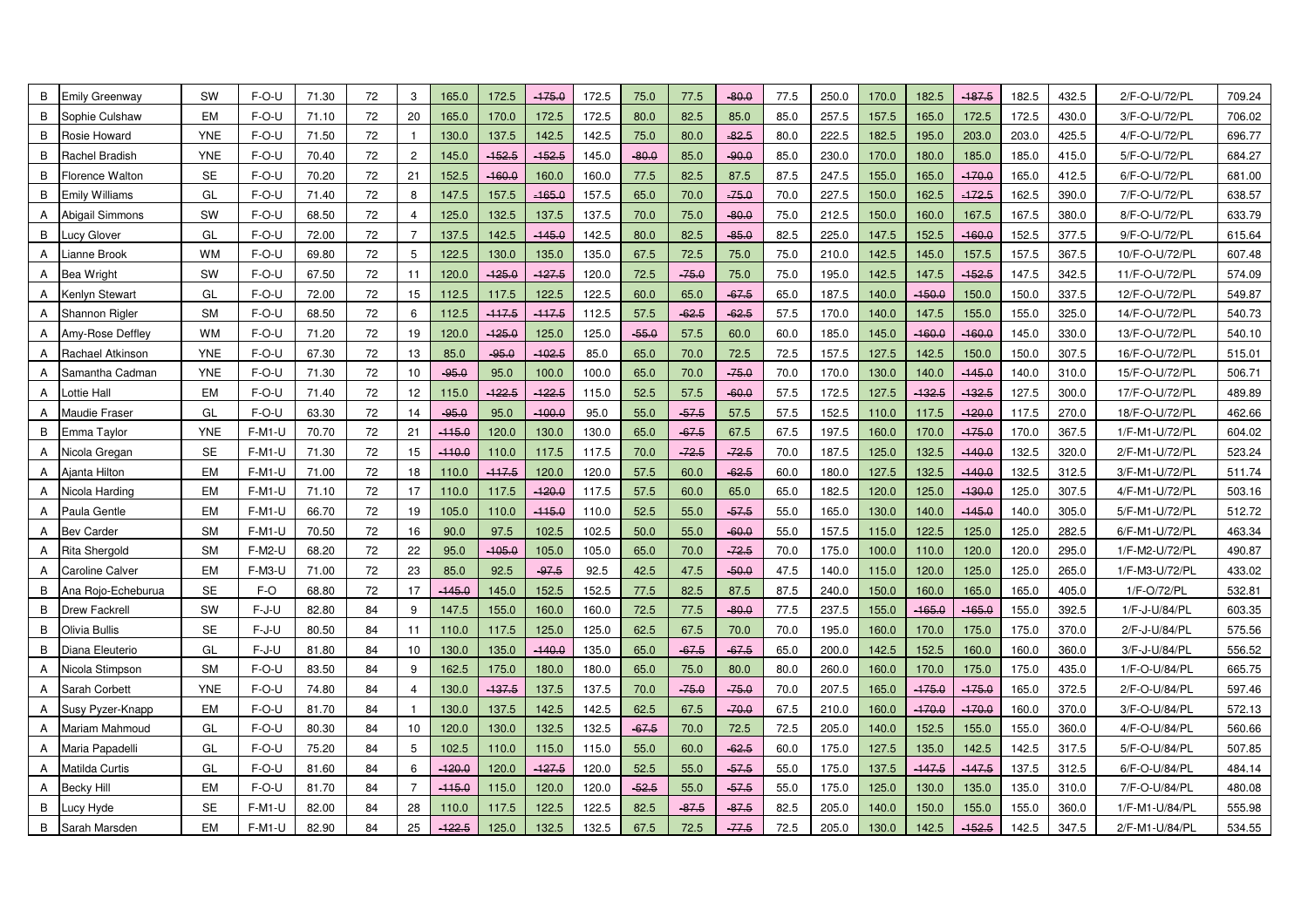| | | | | | | | | | | | | | | | | | | | | | | | | |
|---|---|---|---|---|---|---|---|---|---|---|---|---|---|---|---|---|---|---|---|---|---|---|---|---|
| B | Emily Greenway | SW | F-O-U | 71.30 | 72 | 3 | 165.0 | 172.5 | -175.0 | 172.5 | 75.0 | 77.5 | -80.0 | 77.5 | 250.0 | 170.0 | 182.5 | -187.5 | 182.5 | 432.5 | 2/F-O-U/72/PL | 709.24 |
| B | Sophie Culshaw | EM | F-O-U | 71.10 | 72 | 20 | 165.0 | 170.0 | 172.5 | 172.5 | 80.0 | 82.5 | 85.0 | 85.0 | 257.5 | 157.5 | 165.0 | 172.5 | 172.5 | 430.0 | 3/F-O-U/72/PL | 706.02 |
| B | Rosie Howard | YNE | F-O-U | 71.50 | 72 | 1 | 130.0 | 137.5 | 142.5 | 142.5 | 75.0 | 80.0 | -82.5 | 80.0 | 222.5 | 182.5 | 195.0 | 203.0 | 203.0 | 425.5 | 4/F-O-U/72/PL | 696.77 |
| B | Rachel Bradish | YNE | F-O-U | 70.40 | 72 | 2 | 145.0 | -152.5 | -152.5 | 145.0 | -80.0 | 85.0 | -90.0 | 85.0 | 230.0 | 170.0 | 180.0 | 185.0 | 185.0 | 415.0 | 5/F-O-U/72/PL | 684.27 |
| B | Florence Walton | SE | F-O-U | 70.20 | 72 | 21 | 152.5 | -160.0 | 160.0 | 160.0 | 77.5 | 82.5 | 87.5 | 87.5 | 247.5 | 155.0 | 165.0 | -170.0 | 165.0 | 412.5 | 6/F-O-U/72/PL | 681.00 |
| B | Emily Williams | GL | F-O-U | 71.40 | 72 | 8 | 147.5 | 157.5 | -165.0 | 157.5 | 65.0 | 70.0 | -75.0 | 70.0 | 227.5 | 150.0 | 162.5 | -172.5 | 162.5 | 390.0 | 7/F-O-U/72/PL | 638.57 |
| A | Abigail Simmons | SW | F-O-U | 68.50 | 72 | 4 | 125.0 | 132.5 | 137.5 | 137.5 | 70.0 | 75.0 | -80.0 | 75.0 | 212.5 | 150.0 | 160.0 | 167.5 | 167.5 | 380.0 | 8/F-O-U/72/PL | 633.79 |
| B | Lucy Glover | GL | F-O-U | 72.00 | 72 | 7 | 137.5 | 142.5 | -145.0 | 142.5 | 80.0 | 82.5 | -85.0 | 82.5 | 225.0 | 147.5 | 152.5 | -160.0 | 152.5 | 377.5 | 9/F-O-U/72/PL | 615.64 |
| A | Lianne Brook | WM | F-O-U | 69.80 | 72 | 5 | 122.5 | 130.0 | 135.0 | 135.0 | 67.5 | 72.5 | 75.0 | 75.0 | 210.0 | 142.5 | 145.0 | 157.5 | 157.5 | 367.5 | 10/F-O-U/72/PL | 607.48 |
| A | Bea Wright | SW | F-O-U | 67.50 | 72 | 11 | 120.0 | -125.0 | -127.5 | 120.0 | 72.5 | -75.0 | 75.0 | 75.0 | 195.0 | 142.5 | 147.5 | -152.5 | 147.5 | 342.5 | 11/F-O-U/72/PL | 574.09 |
| A | Kenlyn Stewart | GL | F-O-U | 72.00 | 72 | 15 | 112.5 | 117.5 | 122.5 | 122.5 | 60.0 | 65.0 | -67.5 | 65.0 | 187.5 | 140.0 | -150.0 | 150.0 | 150.0 | 337.5 | 12/F-O-U/72/PL | 549.87 |
| A | Shannon Rigler | SM | F-O-U | 68.50 | 72 | 6 | 112.5 | -117.5 | -117.5 | 112.5 | 57.5 | -62.5 | -62.5 | 57.5 | 170.0 | 140.0 | 147.5 | 155.0 | 155.0 | 325.0 | 14/F-O-U/72/PL | 540.73 |
| A | Amy-Rose Deffley | WM | F-O-U | 71.20 | 72 | 19 | 120.0 | -125.0 | 125.0 | 125.0 | -55.0 | 57.5 | 60.0 | 60.0 | 185.0 | 145.0 | -160.0 | -160.0 | 145.0 | 330.0 | 13/F-O-U/72/PL | 540.10 |
| A | Rachael Atkinson | YNE | F-O-U | 67.30 | 72 | 13 | 85.0 | -95.0 | -102.5 | 85.0 | 65.0 | 70.0 | 72.5 | 72.5 | 157.5 | 127.5 | 142.5 | 150.0 | 150.0 | 307.5 | 16/F-O-U/72/PL | 515.01 |
| A | Samantha Cadman | YNE | F-O-U | 71.30 | 72 | 10 | -95.0 | 95.0 | 100.0 | 100.0 | 65.0 | 70.0 | -75.0 | 70.0 | 170.0 | 130.0 | 140.0 | -145.0 | 140.0 | 310.0 | 15/F-O-U/72/PL | 506.71 |
| A | Lottie Hall | EM | F-O-U | 71.40 | 72 | 12 | 115.0 | -122.5 | -122.5 | 115.0 | 52.5 | 57.5 | -60.0 | 57.5 | 172.5 | 127.5 | -132.5 | -132.5 | 127.5 | 300.0 | 17/F-O-U/72/PL | 489.89 |
| A | Maudie Fraser | GL | F-O-U | 63.30 | 72 | 14 | -95.0 | 95.0 | -100.0 | 95.0 | 55.0 | -57.5 | 57.5 | 57.5 | 152.5 | 110.0 | 117.5 | -120.0 | 117.5 | 270.0 | 18/F-O-U/72/PL | 462.66 |
| B | Emma Taylor | YNE | F-M1-U | 70.70 | 72 | 21 | -115.0 | 120.0 | 130.0 | 130.0 | 65.0 | -67.5 | 67.5 | 67.5 | 197.5 | 160.0 | 170.0 | -175.0 | 170.0 | 367.5 | 1/F-M1-U/72/PL | 604.02 |
| A | Nicola Gregan | SE | F-M1-U | 71.30 | 72 | 15 | -110.0 | 110.0 | 117.5 | 117.5 | 70.0 | -72.5 | -72.5 | 70.0 | 187.5 | 125.0 | 132.5 | -140.0 | 132.5 | 320.0 | 2/F-M1-U/72/PL | 523.24 |
| A | Ajanta Hilton | EM | F-M1-U | 71.00 | 72 | 18 | 110.0 | -117.5 | 120.0 | 120.0 | 57.5 | 60.0 | -62.5 | 60.0 | 180.0 | 127.5 | 132.5 | -140.0 | 132.5 | 312.5 | 3/F-M1-U/72/PL | 511.74 |
| A | Nicola Harding | EM | F-M1-U | 71.10 | 72 | 17 | 110.0 | 117.5 | -120.0 | 117.5 | 57.5 | 60.0 | 65.0 | 65.0 | 182.5 | 120.0 | 125.0 | -130.0 | 125.0 | 307.5 | 4/F-M1-U/72/PL | 503.16 |
| A | Paula Gentle | EM | F-M1-U | 66.70 | 72 | 19 | 105.0 | 110.0 | -115.0 | 110.0 | 52.5 | 55.0 | -57.5 | 55.0 | 165.0 | 130.0 | 140.0 | -145.0 | 140.0 | 305.0 | 5/F-M1-U/72/PL | 512.72 |
| A | Bev Carder | SM | F-M1-U | 70.50 | 72 | 16 | 90.0 | 97.5 | 102.5 | 102.5 | 50.0 | 55.0 | -60.0 | 55.0 | 157.5 | 115.0 | 122.5 | 125.0 | 125.0 | 282.5 | 6/F-M1-U/72/PL | 463.34 |
| A | Rita Shergold | SM | F-M2-U | 68.20 | 72 | 22 | 95.0 | -105.0 | 105.0 | 105.0 | 65.0 | 70.0 | -72.5 | 70.0 | 175.0 | 100.0 | 110.0 | 120.0 | 120.0 | 295.0 | 1/F-M2-U/72/PL | 490.87 |
| A | Caroline Calver | EM | F-M3-U | 71.00 | 72 | 23 | 85.0 | 92.5 | -97.5 | 92.5 | 42.5 | 47.5 | -50.0 | 47.5 | 140.0 | 115.0 | 120.0 | 125.0 | 125.0 | 265.0 | 1/F-M3-U/72/PL | 433.02 |
| B | Ana Rojo-Echeburua | SE | F-O | 68.80 | 72 | 17 | -145.0 | 145.0 | 152.5 | 152.5 | 77.5 | 82.5 | 87.5 | 87.5 | 240.0 | 150.0 | 160.0 | 165.0 | 165.0 | 405.0 | 1/F-O/72/PL | 532.81 |
| B | Drew Fackrell | SW | F-J-U | 82.80 | 84 | 9 | 147.5 | 155.0 | 160.0 | 160.0 | 72.5 | 77.5 | -80.0 | 77.5 | 237.5 | 155.0 | -165.0 | -165.0 | 155.0 | 392.5 | 1/F-J-U/84/PL | 603.35 |
| B | Olivia Bullis | SE | F-J-U | 80.50 | 84 | 11 | 110.0 | 117.5 | 125.0 | 125.0 | 62.5 | 67.5 | 70.0 | 70.0 | 195.0 | 160.0 | 170.0 | 175.0 | 175.0 | 370.0 | 2/F-J-U/84/PL | 575.56 |
| B | Diana Eleuterio | GL | F-J-U | 81.80 | 84 | 10 | 130.0 | 135.0 | -140.0 | 135.0 | 65.0 | -67.5 | -67.5 | 65.0 | 200.0 | 142.5 | 152.5 | 160.0 | 160.0 | 360.0 | 3/F-J-U/84/PL | 556.52 |
| A | Nicola Stimpson | SM | F-O-U | 83.50 | 84 | 9 | 162.5 | 175.0 | 180.0 | 180.0 | 65.0 | 75.0 | 80.0 | 80.0 | 260.0 | 160.0 | 170.0 | 175.0 | 175.0 | 435.0 | 1/F-O-U/84/PL | 665.75 |
| A | Sarah Corbett | YNE | F-O-U | 74.80 | 84 | 4 | 130.0 | -137.5 | 137.5 | 137.5 | 70.0 | -75.0 | -75.0 | 70.0 | 207.5 | 165.0 | -175.0 | -175.0 | 165.0 | 372.5 | 2/F-O-U/84/PL | 597.46 |
| A | Susy Pyzer-Knapp | EM | F-O-U | 81.70 | 84 | 1 | 130.0 | 137.5 | 142.5 | 142.5 | 62.5 | 67.5 | -70.0 | 67.5 | 210.0 | 160.0 | -170.0 | -170.0 | 160.0 | 370.0 | 3/F-O-U/84/PL | 572.13 |
| A | Mariam Mahmoud | GL | F-O-U | 80.30 | 84 | 10 | 120.0 | 130.0 | 132.5 | 132.5 | -67.5 | 70.0 | 72.5 | 72.5 | 205.0 | 140.0 | 152.5 | 155.0 | 155.0 | 360.0 | 4/F-O-U/84/PL | 560.66 |
| A | Maria Papadelli | GL | F-O-U | 75.20 | 84 | 5 | 102.5 | 110.0 | 115.0 | 115.0 | 55.0 | 60.0 | -62.5 | 60.0 | 175.0 | 127.5 | 135.0 | 142.5 | 142.5 | 317.5 | 5/F-O-U/84/PL | 507.85 |
| A | Matilda Curtis | GL | F-O-U | 81.60 | 84 | 6 | -120.0 | 120.0 | -127.5 | 120.0 | 52.5 | 55.0 | -57.5 | 55.0 | 175.0 | 137.5 | -147.5 | -147.5 | 137.5 | 312.5 | 6/F-O-U/84/PL | 484.14 |
| A | Becky Hill | EM | F-O-U | 81.70 | 84 | 7 | -115.0 | 115.0 | 120.0 | 120.0 | -52.5 | 55.0 | -57.5 | 55.0 | 175.0 | 125.0 | 130.0 | 135.0 | 135.0 | 310.0 | 7/F-O-U/84/PL | 480.08 |
| B | Lucy Hyde | SE | F-M1-U | 82.00 | 84 | 28 | 110.0 | 117.5 | 122.5 | 122.5 | 82.5 | -87.5 | -87.5 | 82.5 | 205.0 | 140.0 | 150.0 | 155.0 | 155.0 | 360.0 | 1/F-M1-U/84/PL | 555.98 |
| B | Sarah Marsden | EM | F-M1-U | 82.90 | 84 | 25 | -122.5 | 125.0 | 132.5 | 132.5 | 67.5 | 72.5 | -77.5 | 72.5 | 205.0 | 130.0 | 142.5 | -152.5 | 142.5 | 347.5 | 2/F-M1-U/84/PL | 534.55 |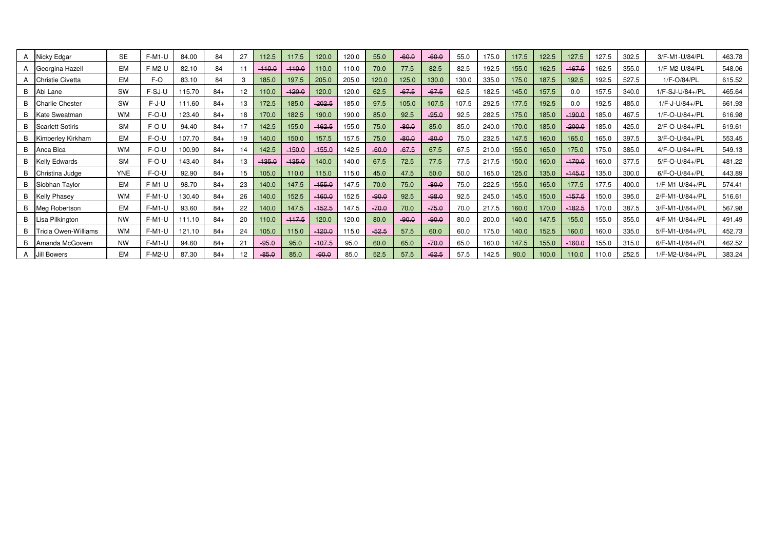| | | | | | | | | | | | | | | | | | | | | | | | | |
|---|---|---|---|---|---|---|---|---|---|---|---|---|---|---|---|---|---|---|---|---|---|---|---|---|
| A | Nicky Edgar | SE | F-M1-U | 84.00 | 84 | 27 | 112.5 | 117.5 | 120.0 | 120.0 | 55.0 | -60.0 | -60.0 | 55.0 | 175.0 | 117.5 | 122.5 | 127.5 | 127.5 | 302.5 | 3/F-M1-U/84/PL | 463.78 |
| A | Georgina Hazell | EM | F-M2-U | 82.10 | 84 | 11 | -110.0 | -110.0 | 110.0 | 110.0 | 70.0 | 77.5 | 82.5 | 82.5 | 192.5 | 155.0 | 162.5 | -167.5 | 162.5 | 355.0 | 1/F-M2-U/84/PL | 548.06 |
| A | Christie Civetta | EM | F-O | 83.10 | 84 | 3 | 185.0 | 197.5 | 205.0 | 205.0 | 120.0 | 125.0 | 130.0 | 130.0 | 335.0 | 175.0 | 187.5 | 192.5 | 192.5 | 527.5 | 1/F-O/84/PL | 615.52 |
| B | Abi Lane | SW | F-SJ-U | 115.70 | 84+ | 12 | 110.0 | -120.0 | 120.0 | 120.0 | 62.5 | -67.5 | -67.5 | 62.5 | 182.5 | 145.0 | 157.5 | 0.0 | 157.5 | 340.0 | 1/F-SJ-U/84+/PL | 465.64 |
| B | Charlie Chester | SW | F-J-U | 111.60 | 84+ | 13 | 172.5 | 185.0 | -202.5 | 185.0 | 97.5 | 105.0 | 107.5 | 107.5 | 292.5 | 177.5 | 192.5 | 0.0 | 192.5 | 485.0 | 1/F-J-U/84+/PL | 661.93 |
| B | Kate Sweatman | WM | F-O-U | 123.40 | 84+ | 18 | 170.0 | 182.5 | 190.0 | 190.0 | 85.0 | 92.5 | -95.0 | 92.5 | 282.5 | 175.0 | 185.0 | -190.0 | 185.0 | 467.5 | 1/F-O-U/84+/PL | 616.98 |
| B | Scarlett Sotiris | SM | F-O-U | 94.40 | 84+ | 17 | 142.5 | 155.0 | -162.5 | 155.0 | 75.0 | -80.0 | 85.0 | 85.0 | 240.0 | 170.0 | 185.0 | -200.0 | 185.0 | 425.0 | 2/F-O-U/84+/PL | 619.61 |
| B | Kimberley Kirkham | EM | F-O-U | 107.70 | 84+ | 19 | 140.0 | 150.0 | 157.5 | 157.5 | 75.0 | -80.0 | -80.0 | 75.0 | 232.5 | 147.5 | 160.0 | 165.0 | 165.0 | 397.5 | 3/F-O-U/84+/PL | 553.45 |
| B | Anca Bica | WM | F-O-U | 100.90 | 84+ | 14 | 142.5 | -150.0 | -155.0 | 142.5 | -60.0 | -67.5 | 67.5 | 67.5 | 210.0 | 155.0 | 165.0 | 175.0 | 175.0 | 385.0 | 4/F-O-U/84+/PL | 549.13 |
| B | Kelly Edwards | SM | F-O-U | 143.40 | 84+ | 13 | -135.0 | -135.0 | 140.0 | 140.0 | 67.5 | 72.5 | 77.5 | 77.5 | 217.5 | 150.0 | 160.0 | -170.0 | 160.0 | 377.5 | 5/F-O-U/84+/PL | 481.22 |
| B | Christina Judge | YNE | F-O-U | 92.90 | 84+ | 15 | 105.0 | 110.0 | 115.0 | 115.0 | 45.0 | 47.5 | 50.0 | 50.0 | 165.0 | 125.0 | 135.0 | -145.0 | 135.0 | 300.0 | 6/F-O-U/84+/PL | 443.89 |
| B | Siobhan Taylor | EM | F-M1-U | 98.70 | 84+ | 23 | 140.0 | 147.5 | -155.0 | 147.5 | 70.0 | 75.0 | -80.0 | 75.0 | 222.5 | 155.0 | 165.0 | 177.5 | 177.5 | 400.0 | 1/F-M1-U/84+/PL | 574.41 |
| B | Kelly Phasey | WM | F-M1-U | 130.40 | 84+ | 26 | 140.0 | 152.5 | -160.0 | 152.5 | -90.0 | 92.5 | -98.0 | 92.5 | 245.0 | 145.0 | 150.0 | -157.5 | 150.0 | 395.0 | 2/F-M1-U/84+/PL | 516.61 |
| B | Meg Robertson | EM | F-M1-U | 93.60 | 84+ | 22 | 140.0 | 147.5 | -152.5 | 147.5 | -70.0 | 70.0 | -75.0 | 70.0 | 217.5 | 160.0 | 170.0 | -182.5 | 170.0 | 387.5 | 3/F-M1-U/84+/PL | 567.98 |
| B | Lisa Pilkington | NW | F-M1-U | 111.10 | 84+ | 20 | 110.0 | -117.5 | 120.0 | 120.0 | 80.0 | -90.0 | -90.0 | 80.0 | 200.0 | 140.0 | 147.5 | 155.0 | 155.0 | 355.0 | 4/F-M1-U/84+/PL | 491.49 |
| B | Tricia Owen-Williams | WM | F-M1-U | 121.10 | 84+ | 24 | 105.0 | 115.0 | -120.0 | 115.0 | -52.5 | 57.5 | 60.0 | 60.0 | 175.0 | 140.0 | 152.5 | 160.0 | 160.0 | 335.0 | 5/F-M1-U/84+/PL | 452.73 |
| B | Amanda McGovern | NW | F-M1-U | 94.60 | 84+ | 21 | -95.0 | 95.0 | -107.5 | 95.0 | 60.0 | 65.0 | -70.0 | 65.0 | 160.0 | 147.5 | 155.0 | -160.0 | 155.0 | 315.0 | 6/F-M1-U/84+/PL | 462.52 |
| A | Jill Bowers | EM | F-M2-U | 87.30 | 84+ | 12 | -85.0 | 85.0 | -90.0 | 85.0 | 52.5 | 57.5 | -62.5 | 57.5 | 142.5 | 90.0 | 100.0 | 110.0 | 110.0 | 252.5 | 1/F-M2-U/84+/PL | 383.24 |